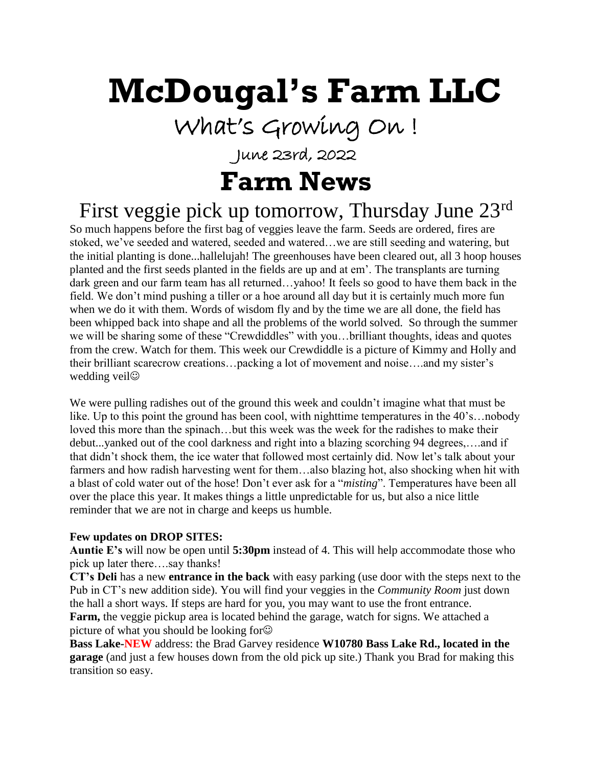# McDougal's Farm LLC

## What's Growing On !

June 23rd, 2022

# Farm News

## First veggie pick up tomorrow, Thursday June 23rd

So much happens before the first bag of veggies leave the farm. Seeds are ordered, fires are stoked, we've seeded and watered, seeded and watered…we are still seeding and watering, but the initial planting is done...hallelujah! The greenhouses have been cleared out, all 3 hoop houses planted and the first seeds planted in the fields are up and at em'. The transplants are turning dark green and our farm team has all returned…yahoo! It feels so good to have them back in the field. We don't mind pushing a tiller or a hoe around all day but it is certainly much more fun when we do it with them. Words of wisdom fly and by the time we are all done, the field has been whipped back into shape and all the problems of the world solved. So through the summer we will be sharing some of these "Crewdiddles" with you…brilliant thoughts, ideas and quotes from the crew. Watch for them. This week our Crewdiddle is a picture of Kimmy and Holly and their brilliant scarecrow creations…packing a lot of movement and noise….and my sister's wedding veil☺

We were pulling radishes out of the ground this week and couldn't imagine what that must be like. Up to this point the ground has been cool, with nighttime temperatures in the 40's…nobody loved this more than the spinach…but this week was the week for the radishes to make their debut...yanked out of the cool darkness and right into a blazing scorching 94 degrees,….and if that didn't shock them, the ice water that followed most certainly did. Now let's talk about your farmers and how radish harvesting went for them…also blazing hot, also shocking when hit with a blast of cold water out of the hose! Don't ever ask for a "*misting*". Temperatures have been all over the place this year. It makes things a little unpredictable for us, but also a nice little reminder that we are not in charge and keeps us humble.

**Few updates on DROP SITES:**

**Auntie E's** will now be open until **5:30pm** instead of 4. This will help accommodate those who pick up later there….say thanks!

**CT's Deli** has a new **entrance in the back** with easy parking (use door with the steps next to the Pub in CT's new addition side). You will find your veggies in the *Community Room* just down the hall a short ways. If steps are hard for you, you may want to use the front entrance.

**Farm,** the veggie pickup area is located behind the garage, watch for signs. We attached a picture of what you should be looking for☺

**Bass Lake-NEW** address: the Brad Garvey residence **W10780 Bass Lake Rd., located in the garage** (and just a few houses down from the old pick up site.) Thank you Brad for making this transition so easy.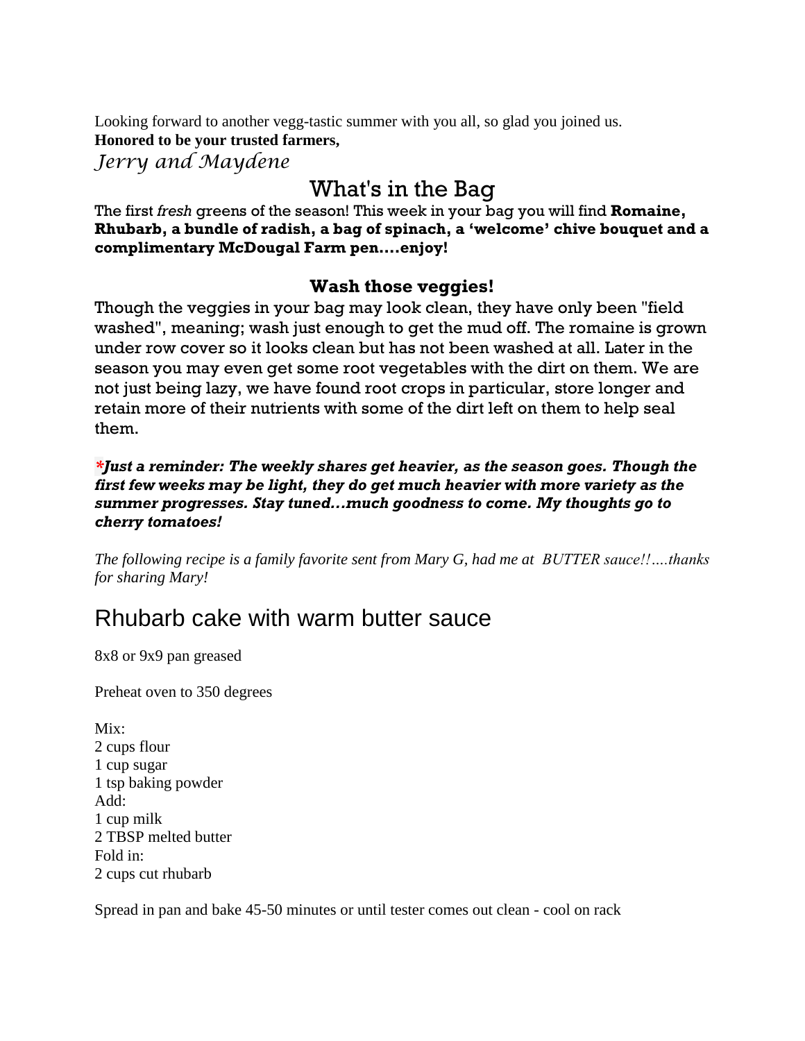Looking forward to another vegg-tastic summer with you all, so glad you joined us.
**Honored to be your trusted farmers,**
*Jerry and Maydene*

## What's in the Bag

The first *fresh* greens of the season! This week in your bag you will find **Romaine, Rhubarb, a bundle of radish, a bag of spinach, a 'welcome' chive bouquet and a complimentary McDougal Farm pen....enjoy!**

### Wash those veggies!

Though the veggies in your bag may look clean, they have only been "field washed", meaning; wash just enough to get the mud off. The romaine is grown under row cover so it looks clean but has not been washed at all. Later in the season you may even get some root vegetables with the dirt on them. We are not just being lazy, we have found root crops in particular, store longer and retain more of their nutrients with some of the dirt left on them to help seal them.

***Just a reminder: The weekly shares get heavier, as the season goes. Though the first few weeks may be light, they do get much heavier with more variety as the summer progresses. Stay tuned…much goodness to come. My thoughts go to cherry tomatoes!***

*The following recipe is a family favorite sent from Mary G, had me at BUTTER sauce!!….thanks for sharing Mary!*

## Rhubarb cake with warm butter sauce

8x8 or 9x9 pan greased

Preheat oven to 350 degrees

Mix:
2 cups flour
1 cup sugar
1 tsp baking powder
Add:
1 cup milk
2 TBSP melted butter
Fold in:
2 cups cut rhubarb

Spread in pan and bake 45-50 minutes or until tester comes out clean - cool on rack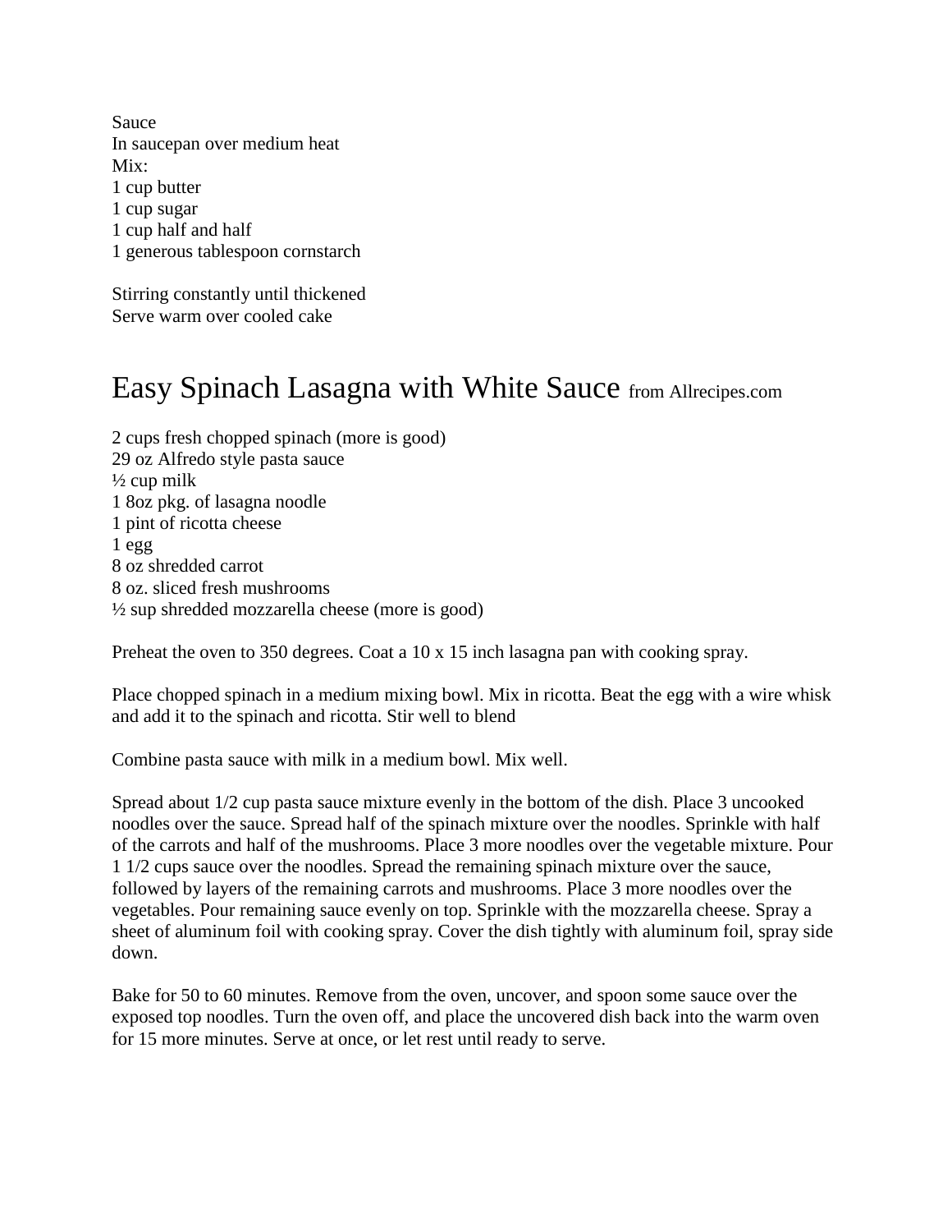Sauce
In saucepan over medium heat
Mix:
1 cup butter
1 cup sugar
1 cup half and half
1 generous tablespoon cornstarch

Stirring constantly until thickened
Serve warm over cooled cake

# Easy Spinach Lasagna with White Sauce from Allrecipes.com

2 cups fresh chopped spinach (more is good)
29 oz Alfredo style pasta sauce
½ cup milk
1 8oz pkg. of lasagna noodle
1 pint of ricotta cheese
1 egg
8 oz shredded carrot
8 oz. sliced fresh mushrooms
½ sup shredded mozzarella cheese (more is good)

Preheat the oven to 350 degrees. Coat a 10 x 15 inch lasagna pan with cooking spray.

Place chopped spinach in a medium mixing bowl. Mix in ricotta. Beat the egg with a wire whisk and add it to the spinach and ricotta. Stir well to blend

Combine pasta sauce with milk in a medium bowl. Mix well.

Spread about 1/2 cup pasta sauce mixture evenly in the bottom of the dish. Place 3 uncooked noodles over the sauce. Spread half of the spinach mixture over the noodles. Sprinkle with half of the carrots and half of the mushrooms. Place 3 more noodles over the vegetable mixture. Pour 1 1/2 cups sauce over the noodles. Spread the remaining spinach mixture over the sauce, followed by layers of the remaining carrots and mushrooms. Place 3 more noodles over the vegetables. Pour remaining sauce evenly on top. Sprinkle with the mozzarella cheese. Spray a sheet of aluminum foil with cooking spray. Cover the dish tightly with aluminum foil, spray side down.

Bake for 50 to 60 minutes. Remove from the oven, uncover, and spoon some sauce over the exposed top noodles. Turn the oven off, and place the uncovered dish back into the warm oven for 15 more minutes. Serve at once, or let rest until ready to serve.